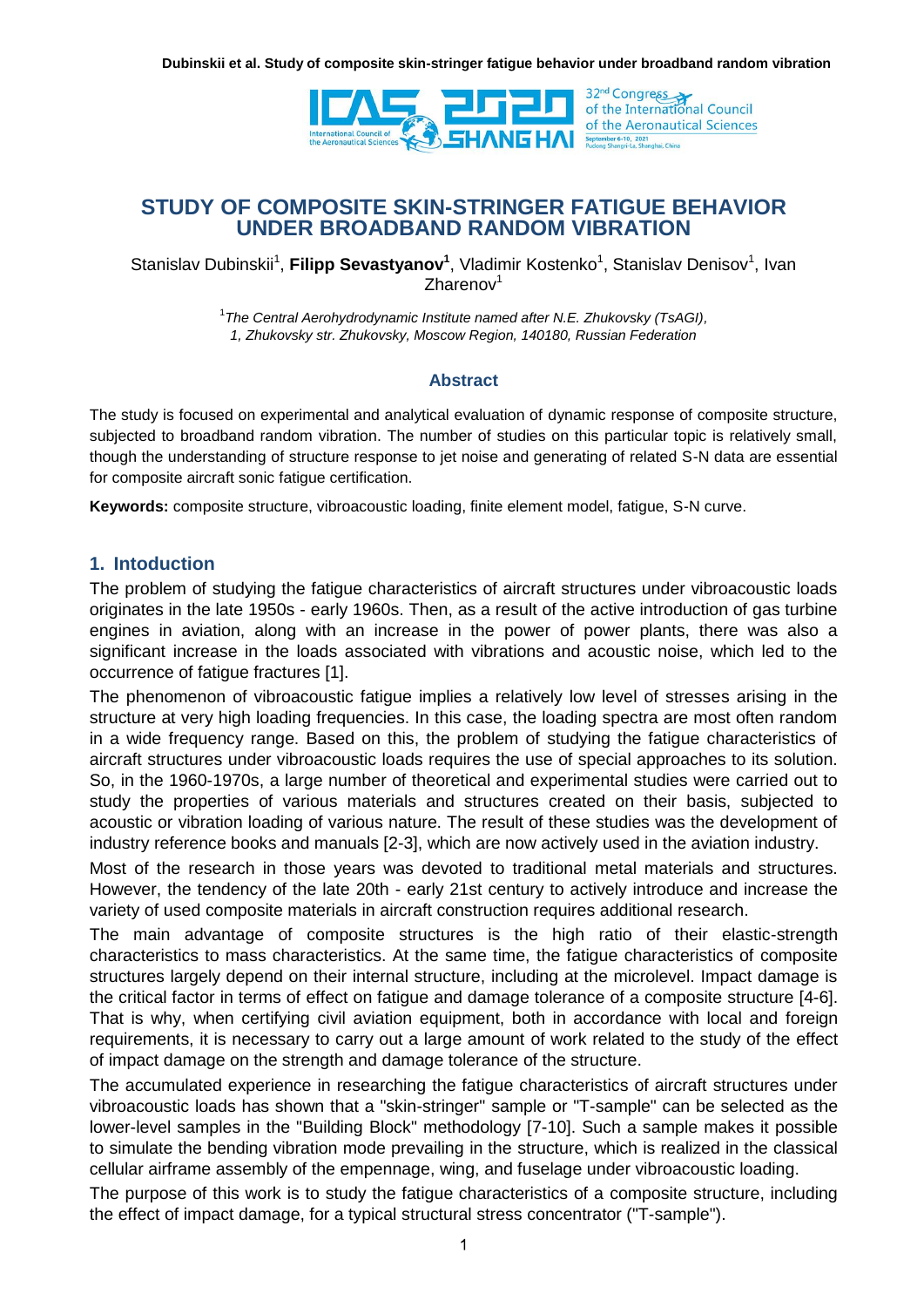# STUDY OF COMPOSITE SKIN-STRINGER FATIGUE BEHAVIOR UNDER BROADBAND RANDOM VIBRATION

Stanislav Dubinskii[1], **Filipp Sevastyanov[1]**, Vladimir Kostenko[1], Stanislav Denisov[1], Ivan Zharenov[1]

[1]*The Central Aerohydrodynamic Institute named after N.E. Zhukovsky (TsAGI), 1, Zhukovsky str. Zhukovsky, Moscow Region, 140180, Russian Federation*

### Abstract

The study is focused on experimental and analytical evaluation of dynamic response of composite structure, subjected to broadband random vibration. The number of studies on this particular topic is relatively small, though the understanding of structure response to jet noise and generating of related S-N data are essential for composite aircraft sonic fatigue certification.

**Keywords:** composite structure, vibroacoustic loading, finite element model, fatigue, S-N curve.

## 1. Intoduction

The problem of studying the fatigue characteristics of aircraft structures under vibroacoustic loads originates in the late 1950s - early 1960s. Then, as a result of the active introduction of gas turbine engines in aviation, along with an increase in the power of power plants, there was also a significant increase in the loads associated with vibrations and acoustic noise, which led to the occurrence of fatigue fractures [1].

The phenomenon of vibroacoustic fatigue implies a relatively low level of stresses arising in the structure at very high loading frequencies. In this case, the loading spectra are most often random in a wide frequency range. Based on this, the problem of studying the fatigue characteristics of aircraft structures under vibroacoustic loads requires the use of special approaches to its solution. So, in the 1960-1970s, a large number of theoretical and experimental studies were carried out to study the properties of various materials and structures created on their basis, subjected to acoustic or vibration loading of various nature. The result of these studies was the development of industry reference books and manuals [2-3], which are now actively used in the aviation industry.

Most of the research in those years was devoted to traditional metal materials and structures. However, the tendency of the late 20th - early 21st century to actively introduce and increase the variety of used composite materials in aircraft construction requires additional research.

The main advantage of composite structures is the high ratio of their elastic-strength characteristics to mass characteristics. At the same time, the fatigue characteristics of composite structures largely depend on their internal structure, including at the microlevel. Impact damage is the critical factor in terms of effect on fatigue and damage tolerance of a composite structure [4-6]. That is why, when certifying civil aviation equipment, both in accordance with local and foreign requirements, it is necessary to carry out a large amount of work related to the study of the effect of impact damage on the strength and damage tolerance of the structure.

The accumulated experience in researching the fatigue characteristics of aircraft structures under vibroacoustic loads has shown that a "skin-stringer" sample or "T-sample" can be selected as the lower-level samples in the "Building Block" methodology [7-10]. Such a sample makes it possible to simulate the bending vibration mode prevailing in the structure, which is realized in the classical cellular airframe assembly of the empennage, wing, and fuselage under vibroacoustic loading.

The purpose of this work is to study the fatigue characteristics of a composite structure, including the effect of impact damage, for a typical structural stress concentrator ("T-sample").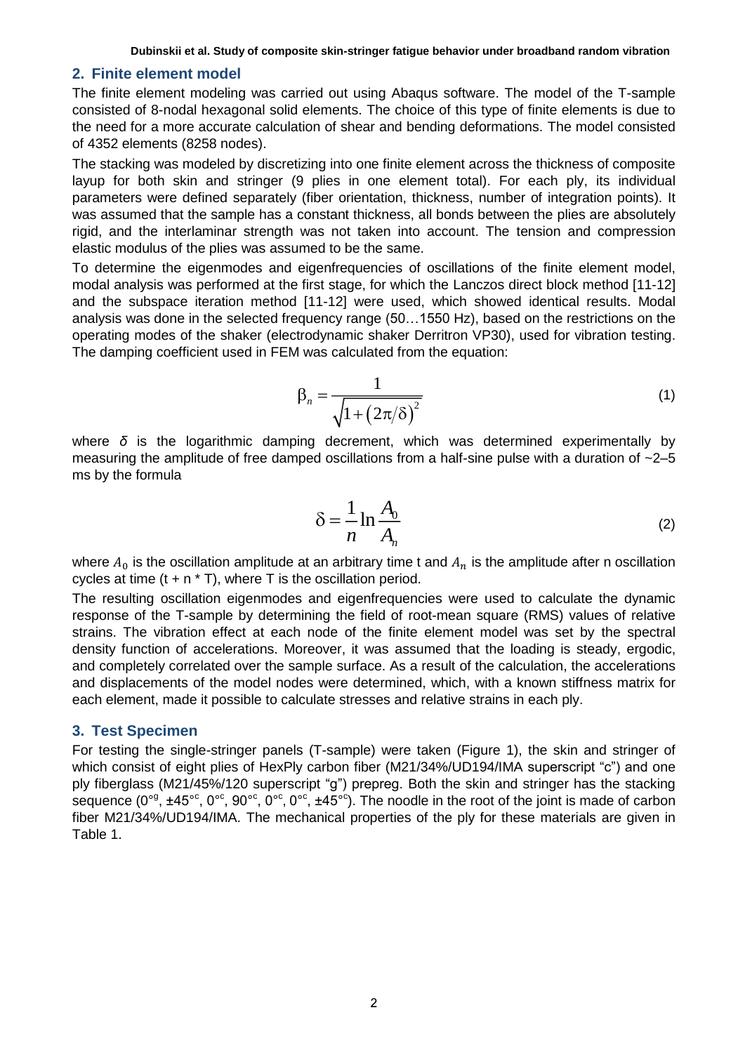## 2. Finite element model

The finite element modeling was carried out using Abaqus software. The model of the T-sample consisted of 8-nodal hexagonal solid elements. The choice of this type of finite elements is due to the need for a more accurate calculation of shear and bending deformations. The model consisted of 4352 elements (8258 nodes).

The stacking was modeled by discretizing into one finite element across the thickness of composite layup for both skin and stringer (9 plies in one element total). For each ply, its individual parameters were defined separately (fiber orientation, thickness, number of integration points). It was assumed that the sample has a constant thickness, all bonds between the plies are absolutely rigid, and the interlaminar strength was not taken into account. The tension and compression elastic modulus of the plies was assumed to be the same.

To determine the eigenmodes and eigenfrequencies of oscillations of the finite element model, modal analysis was performed at the first stage, for which the Lanczos direct block method [11-12] and the subspace iteration method [11-12] were used, which showed identical results. Modal analysis was done in the selected frequency range (50…1550 Hz), based on the restrictions on the operating modes of the shaker (electrodynamic shaker Derritron VP30), used for vibration testing. The damping coefficient used in FEM was calculated from the equation:

$$\beta_n = \frac{1}{\sqrt{1+\left(2\pi/\delta\right)^2}} \tag{1}$$

where $\delta$ is the logarithmic damping decrement, which was determined experimentally by measuring the amplitude of free damped oscillations from a half-sine pulse with a duration of ~2–5 ms by the formula

$$\delta = \frac{1}{n}\ln\frac{A_0}{A_n} \tag{2}$$

where $A_0$ is the oscillation amplitude at an arbitrary time t and $A_n$ is the amplitude after n oscillation cycles at time (t + n * T), where T is the oscillation period.

The resulting oscillation eigenmodes and eigenfrequencies were used to calculate the dynamic response of the T-sample by determining the field of root-mean square (RMS) values of relative strains. The vibration effect at each node of the finite element model was set by the spectral density function of accelerations. Moreover, it was assumed that the loading is steady, ergodic, and completely correlated over the sample surface. As a result of the calculation, the accelerations and displacements of the model nodes were determined, which, with a known stiffness matrix for each element, made it possible to calculate stresses and relative strains in each ply.

## 3. Test Specimen

For testing the single-stringer panels (T-sample) were taken (Figure 1), the skin and stringer of which consist of eight plies of HexPly carbon fiber (M21/34%/UD194/IMA superscript "c") and one ply fiberglass (M21/45%/120 superscript "g") prepreg. Both the skin and stringer has the stacking sequence ($0^{\circ g}$, $\pm45^{\circ c}$, $0^{\circ c}$, $90^{\circ c}$, $0^{\circ c}$, $0^{\circ c}$, $\pm45^{\circ c}$). The noodle in the root of the joint is made of carbon fiber M21/34%/UD194/IMA. The mechanical properties of the ply for these materials are given in Table 1.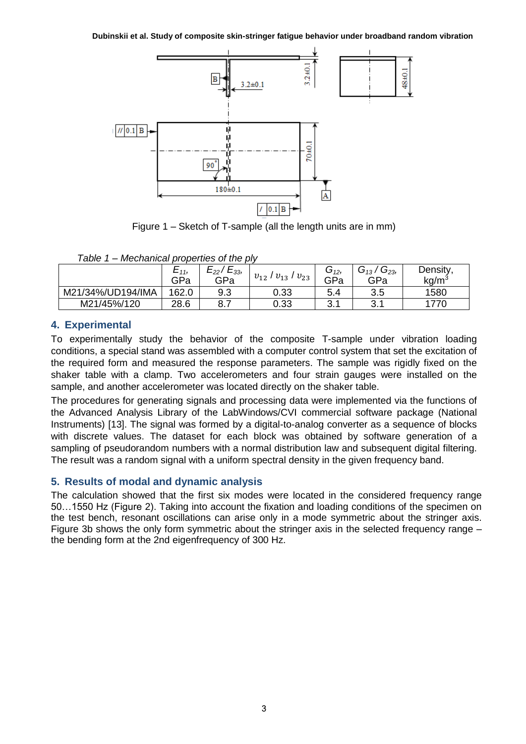Figure 1 – Sketch of T-sample (all the length units are in mm)

*Table 1 – Mechanical properties of the ply*

| | $E_{11}$, GPa | $E_{22}$ / $E_{33}$, GPa | $\upsilon_{12}$ / $\upsilon_{13}$ / $\upsilon_{23}$ | $G_{12}$, GPa | $G_{13}$ / $G_{23}$, GPa | Density, kg/m$^3$ |
|---|---|---|---|---|---|---|
| M21/34%/UD194/IMA | 162.0 | 9.3 | 0.33 | 5.4 | 3.5 | 1580 |
| M21/45%/120 | 28.6 | 8.7 | 0.33 | 3.1 | 3.1 | 1770 |

## 4. Experimental

To experimentally study the behavior of the composite T-sample under vibration loading conditions, a special stand was assembled with a computer control system that set the excitation of the required form and measured the response parameters. The sample was rigidly fixed on the shaker table with a clamp. Two accelerometers and four strain gauges were installed on the sample, and another accelerometer was located directly on the shaker table.

The procedures for generating signals and processing data were implemented via the functions of the Advanced Analysis Library of the LabWindows/CVI commercial software package (National Instruments) [13]. The signal was formed by a digital-to-analog converter as a sequence of blocks with discrete values. The dataset for each block was obtained by software generation of a sampling of pseudorandom numbers with a normal distribution law and subsequent digital filtering. The result was a random signal with a uniform spectral density in the given frequency band.

## 5. Results of modal and dynamic analysis

The calculation showed that the first six modes were located in the considered frequency range 50…1550 Hz (Figure 2). Taking into account the fixation and loading conditions of the specimen on the test bench, resonant oscillations can arise only in a mode symmetric about the stringer axis. Figure 3b shows the only form symmetric about the stringer axis in the selected frequency range – the bending form at the 2nd eigenfrequency of 300 Hz.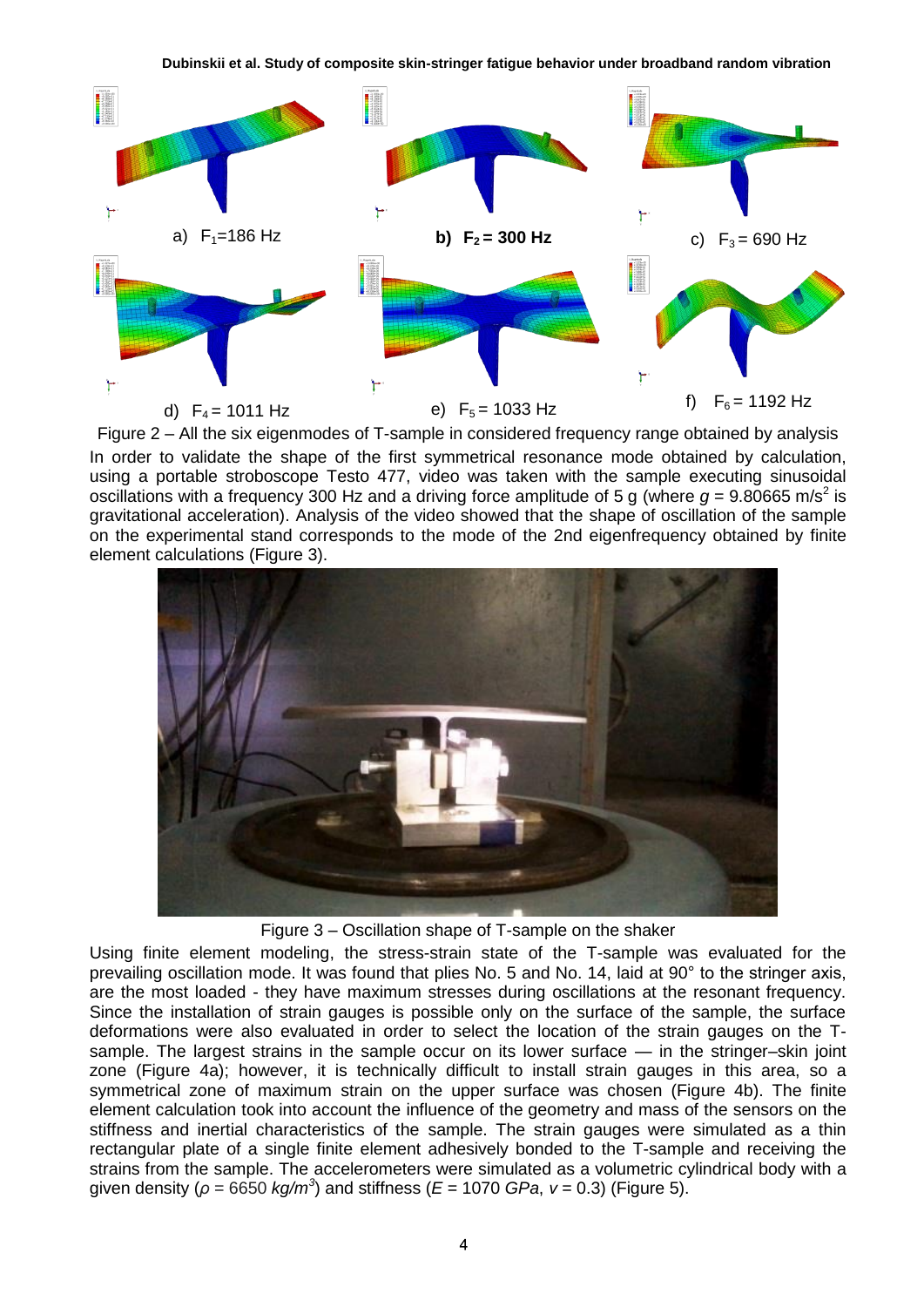a) $F_1$=186 Hz

**b) $F_2$ = 300 Hz**

c) $F_3$ = 690 Hz

d) $F_4$ = 1011 Hz

e) $F_5$ = 1033 Hz

f) $F_6$ = 1192 Hz

Figure 2 – All the six eigenmodes of T-sample in considered frequency range obtained by analysis

In order to validate the shape of the first symmetrical resonance mode obtained by calculation, using a portable stroboscope Testo 477, video was taken with the sample executing sinusoidal oscillations with a frequency 300 Hz and a driving force amplitude of 5 g (where $g$ = 9.80665 m/s$^2$ is gravitational acceleration). Analysis of the video showed that the shape of oscillation of the sample on the experimental stand corresponds to the mode of the 2nd eigenfrequency obtained by finite element calculations (Figure 3).

Figure 3 – Oscillation shape of T-sample on the shaker

Using finite element modeling, the stress-strain state of the T-sample was evaluated for the prevailing oscillation mode. It was found that plies No. 5 and No. 14, laid at 90° to the stringer axis, are the most loaded - they have maximum stresses during oscillations at the resonant frequency. Since the installation of strain gauges is possible only on the surface of the sample, the surface deformations were also evaluated in order to select the location of the strain gauges on the T-sample. The largest strains in the sample occur on its lower surface — in the stringer–skin joint zone (Figure 4a); however, it is technically difficult to install strain gauges in this area, so a symmetrical zone of maximum strain on the upper surface was chosen (Figure 4b). The finite element calculation took into account the influence of the geometry and mass of the sensors on the stiffness and inertial characteristics of the sample. The strain gauges were simulated as a thin rectangular plate of a single finite element adhesively bonded to the T-sample and receiving the strains from the sample. The accelerometers were simulated as a volumetric cylindrical body with a given density ($\rho$ = 6650 $kg/m^3$) and stiffness ($E$ = 1070 $GPa$, $v$ = 0.3) (Figure 5).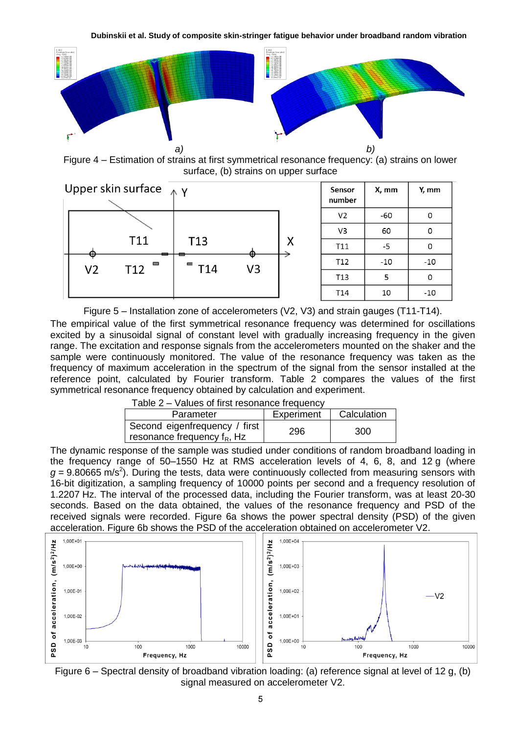Figure 4 – Estimation of strains at first symmetrical resonance frequency: (a) strains on lower surface, (b) strains on upper surface

| Sensor number | X, mm | Y, mm |
|---|---|---|
| V2 | -60 | 0 |
| V3 | 60 | 0 |
| T11 | -5 | 0 |
| T12 | -10 | -10 |
| T13 | 5 | 0 |
| T14 | 10 | -10 |

Figure 5 – Installation zone of accelerometers (V2, V3) and strain gauges (T11-T14).

The empirical value of the first symmetrical resonance frequency was determined for oscillations excited by a sinusoidal signal of constant level with gradually increasing frequency in the given range. The excitation and response signals from the accelerometers mounted on the shaker and the sample were continuously monitored. The value of the resonance frequency was taken as the frequency of maximum acceleration in the spectrum of the signal from the sensor installed at the reference point, calculated by Fourier transform. Table 2 compares the values of the first symmetrical resonance frequency obtained by calculation and experiment.

Table 2 – Values of first resonance frequency

| Parameter | Experiment | Calculation |
|---|---|---|
| Second eigenfrequency / first resonance frequency $f_R$, Hz | 296 | 300 |

The dynamic response of the sample was studied under conditions of random broadband loading in the frequency range of 50–1550 Hz at RMS acceleration levels of 4, 6, 8, and 12 g (where $g$ = 9.80665 m/s$^2$). During the tests, data were continuously collected from measuring sensors with 16-bit digitization, a sampling frequency of 10000 points per second and a frequency resolution of 1.2207 Hz. The interval of the processed data, including the Fourier transform, was at least 20-30 seconds. Based on the data obtained, the values of the resonance frequency and PSD of the received signals were recorded. Figure 6a shows the power spectral density (PSD) of the given acceleration. Figure 6b shows the PSD of the acceleration obtained on accelerometer V2.

Figure 6 – Spectral density of broadband vibration loading: (a) reference signal at level of 12 g, (b) signal measured on accelerometer V2.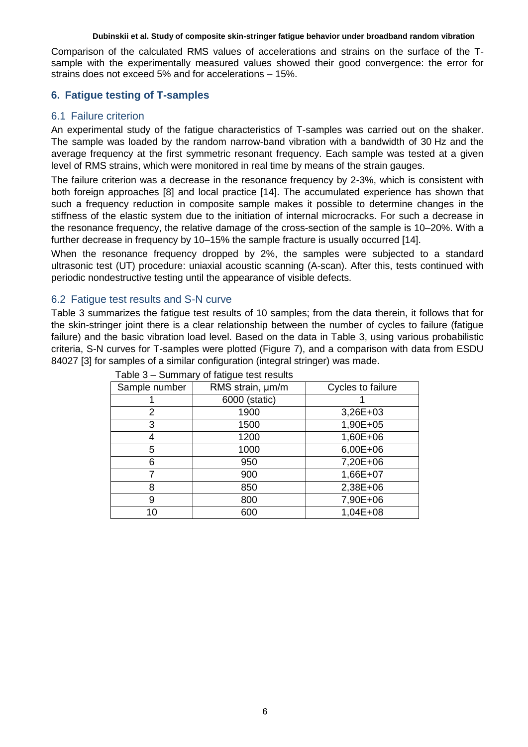Comparison of the calculated RMS values of accelerations and strains on the surface of the T-sample with the experimentally measured values showed their good convergence: the error for strains does not exceed 5% and for accelerations – 15%.

## 6. Fatigue testing of T-samples

### 6.1 Failure criterion

An experimental study of the fatigue characteristics of T-samples was carried out on the shaker. The sample was loaded by the random narrow-band vibration with a bandwidth of 30 Hz and the average frequency at the first symmetric resonant frequency. Each sample was tested at a given level of RMS strains, which were monitored in real time by means of the strain gauges.

The failure criterion was a decrease in the resonance frequency by 2-3%, which is consistent with both foreign approaches [8] and local practice [14]. The accumulated experience has shown that such a frequency reduction in composite sample makes it possible to determine changes in the stiffness of the elastic system due to the initiation of internal microcracks. For such a decrease in the resonance frequency, the relative damage of the cross-section of the sample is 10–20%. With a further decrease in frequency by 10–15% the sample fracture is usually occurred [14].

When the resonance frequency dropped by 2%, the samples were subjected to a standard ultrasonic test (UT) procedure: uniaxial acoustic scanning (A-scan). After this, tests continued with periodic nondestructive testing until the appearance of visible defects.

### 6.2 Fatigue test results and S-N curve

Table 3 summarizes the fatigue test results of 10 samples; from the data therein, it follows that for the skin-stringer joint there is a clear relationship between the number of cycles to failure (fatigue failure) and the basic vibration load level. Based on the data in Table 3, using various probabilistic criteria, S-N curves for T-samples were plotted (Figure 7), and a comparison with data from ESDU 84027 [3] for samples of a similar configuration (integral stringer) was made.

Table 3 – Summary of fatigue test results

| Sample number | RMS strain, μm/m | Cycles to failure |
|---|---|---|
| 1 | 6000 (static) | 1 |
| 2 | 1900 | 3,26E+03 |
| 3 | 1500 | 1,90E+05 |
| 4 | 1200 | 1,60E+06 |
| 5 | 1000 | 6,00E+06 |
| 6 | 950 | 7,20E+06 |
| 7 | 900 | 1,66E+07 |
| 8 | 850 | 2,38E+06 |
| 9 | 800 | 7,90E+06 |
| 10 | 600 | 1,04E+08 |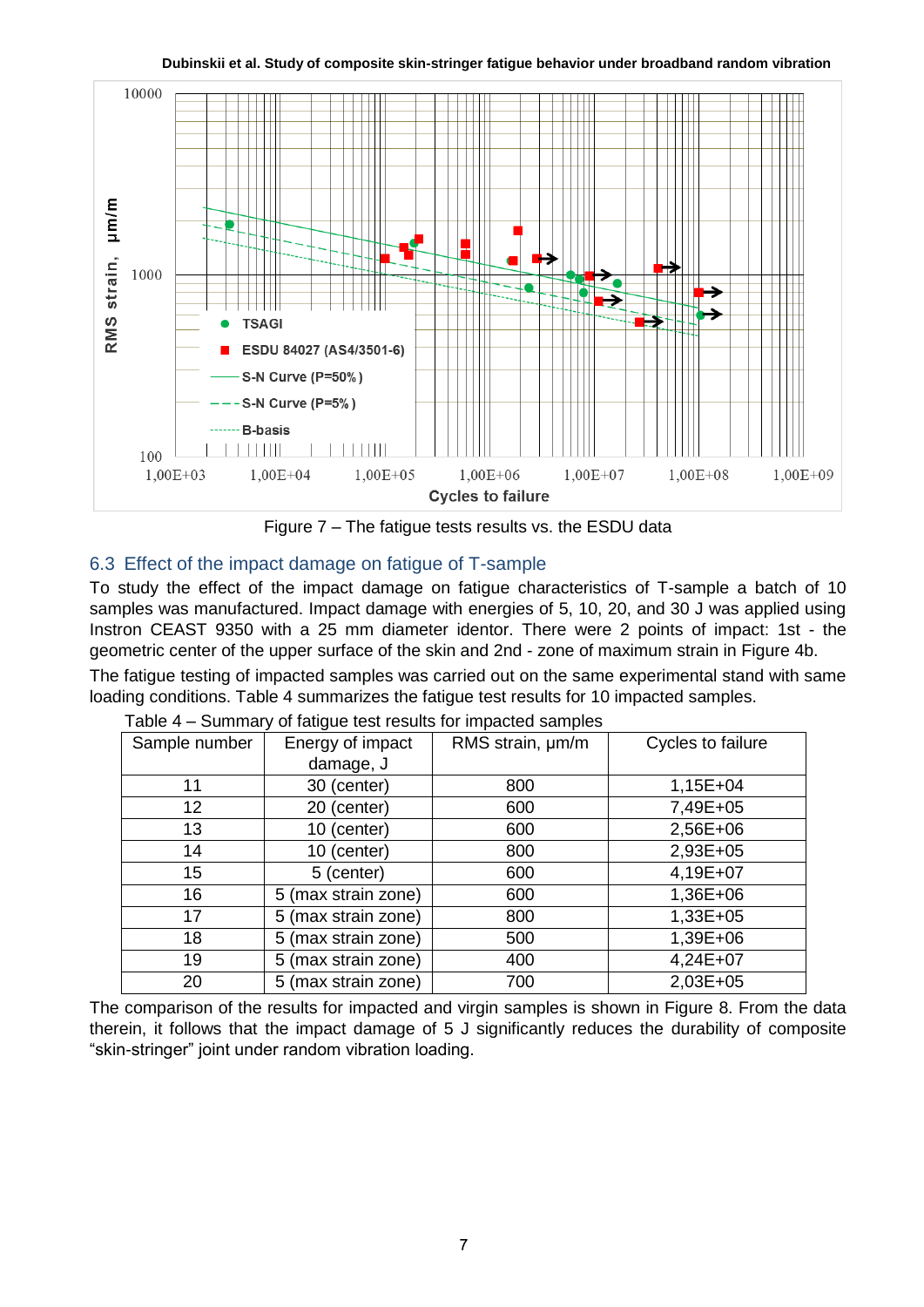Figure 7 – The fatigue tests results vs. the ESDU data

## 6.3 Effect of the impact damage on fatigue of T-sample

To study the effect of the impact damage on fatigue characteristics of T-sample a batch of 10 samples was manufactured. Impact damage with energies of 5, 10, 20, and 30 J was applied using Instron CEAST 9350 with a 25 mm diameter identor. There were 2 points of impact: 1st - the geometric center of the upper surface of the skin and 2nd - zone of maximum strain in Figure 4b.

The fatigue testing of impacted samples was carried out on the same experimental stand with same loading conditions. Table 4 summarizes the fatigue test results for 10 impacted samples.

Table 4 – Summary of fatigue test results for impacted samples

| Sample number | Energy of impact damage, J | RMS strain, μm/m | Cycles to failure |
|---|---|---|---|
| 11 | 30 (center) | 800 | 1,15E+04 |
| 12 | 20 (center) | 600 | 7,49E+05 |
| 13 | 10 (center) | 600 | 2,56E+06 |
| 14 | 10 (center) | 800 | 2,93E+05 |
| 15 | 5 (center) | 600 | 4,19E+07 |
| 16 | 5 (max strain zone) | 600 | 1,36E+06 |
| 17 | 5 (max strain zone) | 800 | 1,33E+05 |
| 18 | 5 (max strain zone) | 500 | 1,39E+06 |
| 19 | 5 (max strain zone) | 400 | 4,24E+07 |
| 20 | 5 (max strain zone) | 700 | 2,03E+05 |

The comparison of the results for impacted and virgin samples is shown in Figure 8. From the data therein, it follows that the impact damage of 5 J significantly reduces the durability of composite "skin-stringer" joint under random vibration loading.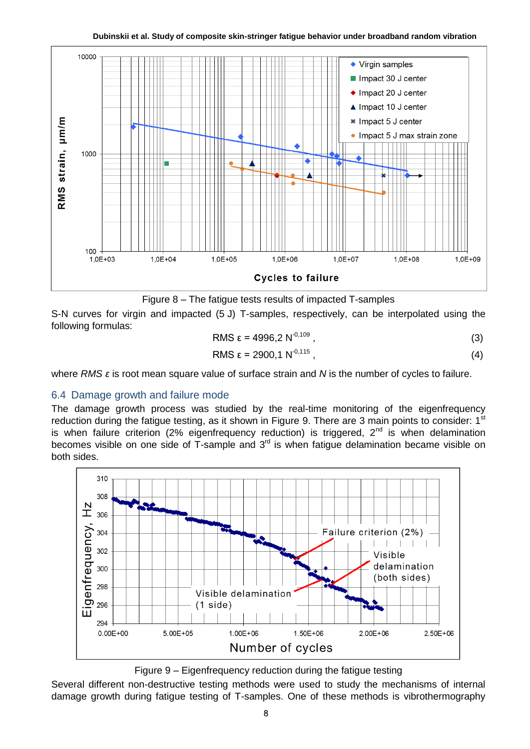Figure 8 – The fatigue tests results of impacted T-samples

S-N curves for virgin and impacted (5 J) T-samples, respectively, can be interpolated using the following formulas:

$$\text{RMS } \varepsilon = 4996{,}2\ N^{-0{,}109}, \tag{3}$$

$$\text{RMS } \varepsilon = 2900{,}1\ N^{-0{,}115}, \tag{4}$$

where *RMS ε* is root mean square value of surface strain and *N* is the number of cycles to failure.

## 6.4 Damage growth and failure mode

The damage growth process was studied by the real-time monitoring of the eigenfrequency reduction during the fatigue testing, as it shown in Figure 9. There are 3 main points to consider: 1st is when failure criterion (2% eigenfrequency reduction) is triggered, 2nd is when delamination becomes visible on one side of T-sample and 3rd is when fatigue delamination became visible on both sides.

Figure 9 – Eigenfrequency reduction during the fatigue testing

Several different non-destructive testing methods were used to study the mechanisms of internal damage growth during fatigue testing of T-samples. One of these methods is vibrothermography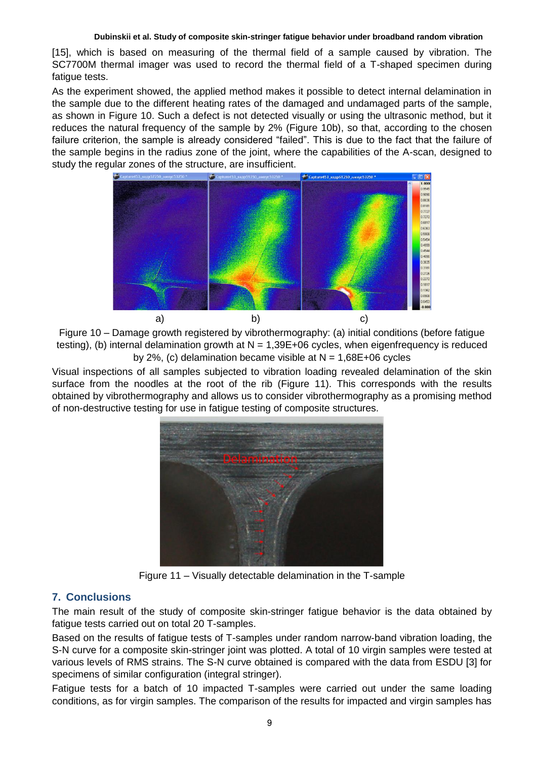[15], which is based on measuring of the thermal field of a sample caused by vibration. The SC7700M thermal imager was used to record the thermal field of a T-shaped specimen during fatigue tests.

As the experiment showed, the applied method makes it possible to detect internal delamination in the sample due to the different heating rates of the damaged and undamaged parts of the sample, as shown in Figure 10. Such a defect is not detected visually or using the ultrasonic method, but it reduces the natural frequency of the sample by 2% (Figure 10b), so that, according to the chosen failure criterion, the sample is already considered "failed". This is due to the fact that the failure of the sample begins in the radius zone of the joint, where the capabilities of the A-scan, designed to study the regular zones of the structure, are insufficient.

a) b) c)

Figure 10 – Damage growth registered by vibrothermography: (a) initial conditions (before fatigue testing), (b) internal delamination growth at N = 1,39E+06 cycles, when eigenfrequency is reduced by 2%, (c) delamination became visible at N = 1,68E+06 cycles

Visual inspections of all samples subjected to vibration loading revealed delamination of the skin surface from the noodles at the root of the rib (Figure 11). This corresponds with the results obtained by vibrothermography and allows us to consider vibrothermography as a promising method of non-destructive testing for use in fatigue testing of composite structures.

Figure 11 – Visually detectable delamination in the T-sample

## 7. Conclusions

The main result of the study of composite skin-stringer fatigue behavior is the data obtained by fatigue tests carried out on total 20 T-samples.

Based on the results of fatigue tests of T-samples under random narrow-band vibration loading, the S-N curve for a composite skin-stringer joint was plotted. A total of 10 virgin samples were tested at various levels of RMS strains. The S-N curve obtained is compared with the data from ESDU [3] for specimens of similar configuration (integral stringer).

Fatigue tests for a batch of 10 impacted T-samples were carried out under the same loading conditions, as for virgin samples. The comparison of the results for impacted and virgin samples has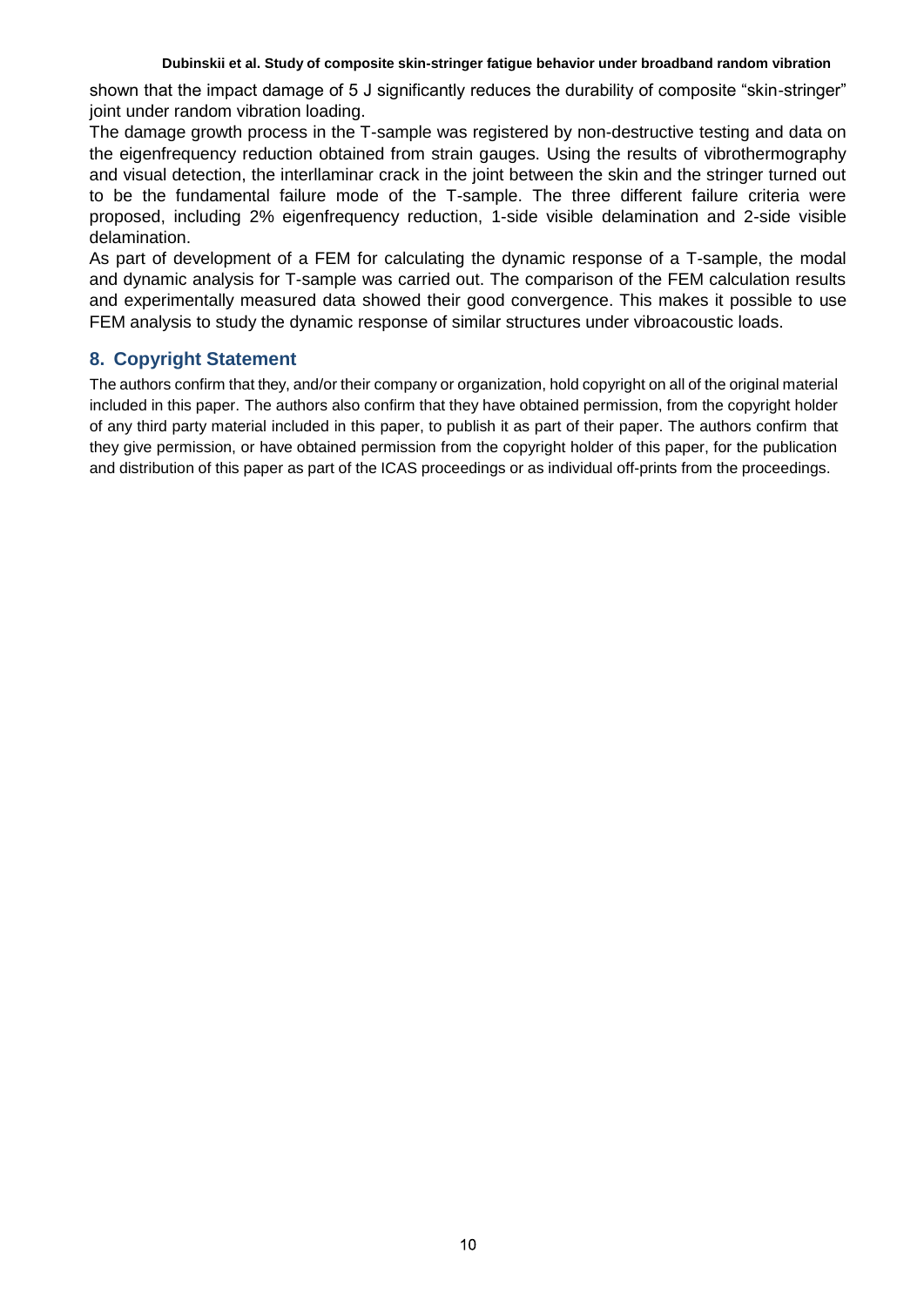shown that the impact damage of 5 J significantly reduces the durability of composite "skin-stringer" joint under random vibration loading.

The damage growth process in the T-sample was registered by non-destructive testing and data on the eigenfrequency reduction obtained from strain gauges. Using the results of vibrothermography and visual detection, the interllaminar crack in the joint between the skin and the stringer turned out to be the fundamental failure mode of the T-sample. The three different failure criteria were proposed, including 2% eigenfrequency reduction, 1-side visible delamination and 2-side visible delamination.

As part of development of a FEM for calculating the dynamic response of a T-sample, the modal and dynamic analysis for T-sample was carried out. The comparison of the FEM calculation results and experimentally measured data showed their good convergence. This makes it possible to use FEM analysis to study the dynamic response of similar structures under vibroacoustic loads.

## 8. Copyright Statement

The authors confirm that they, and/or their company or organization, hold copyright on all of the original material included in this paper. The authors also confirm that they have obtained permission, from the copyright holder of any third party material included in this paper, to publish it as part of their paper. The authors confirm that they give permission, or have obtained permission from the copyright holder of this paper, for the publication and distribution of this paper as part of the ICAS proceedings or as individual off-prints from the proceedings.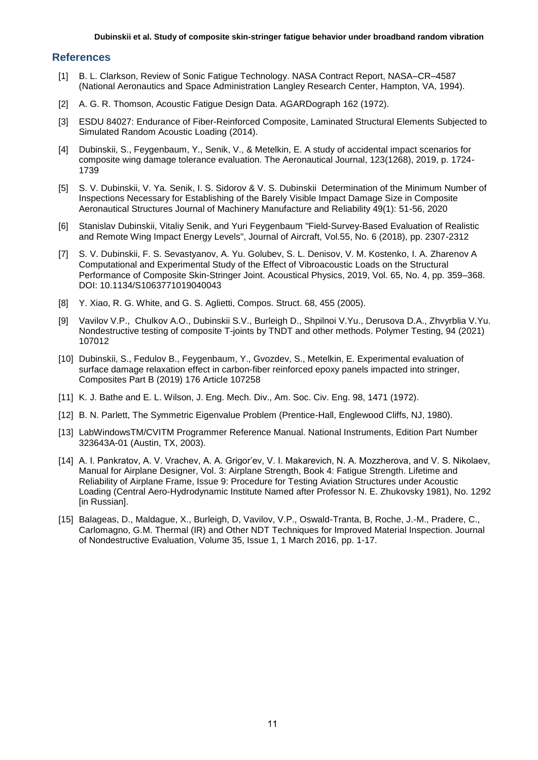## References

[1] B. L. Clarkson, Review of Sonic Fatigue Technology. NASA Contract Report, NASA–CR–4587 (National Aeronautics and Space Administration Langley Research Center, Hampton, VA, 1994).

[2] A. G. R. Thomson, Acoustic Fatigue Design Data. AGARDograph 162 (1972).

[3] ESDU 84027: Endurance of Fiber-Reinforced Composite, Laminated Structural Elements Subjected to Simulated Random Acoustic Loading (2014).

[4] Dubinskii, S., Feygenbaum, Y., Senik, V., & Metelkin, E. A study of accidental impact scenarios for composite wing damage tolerance evaluation. The Aeronautical Journal, 123(1268), 2019, p. 1724-1739

[5] S. V. Dubinskii, V. Ya. Senik, I. S. Sidorov & V. S. Dubinskii Determination of the Minimum Number of Inspections Necessary for Establishing of the Barely Visible Impact Damage Size in Composite Aeronautical Structures Journal of Machinery Manufacture and Reliability 49(1): 51-56, 2020

[6] Stanislav Dubinskii, Vitaliy Senik, and Yuri Feygenbaum "Field-Survey-Based Evaluation of Realistic and Remote Wing Impact Energy Levels", Journal of Aircraft, Vol.55, No. 6 (2018), pp. 2307-2312

[7] S. V. Dubinskii, F. S. Sevastyanov, A. Yu. Golubev, S. L. Denisov, V. M. Kostenko, I. A. Zharenov A Computational and Experimental Study of the Effect of Vibroacoustic Loads on the Structural Performance of Composite Skin-Stringer Joint. Acoustical Physics, 2019, Vol. 65, No. 4, pp. 359–368. DOI: 10.1134/S1063771019040043

[8] Y. Xiao, R. G. White, and G. S. Aglietti, Compos. Struct. 68, 455 (2005).

[9] Vavilov V.P., Chulkov A.O., Dubinskii S.V., Burleigh D., Shpilnoi V.Yu., Derusova D.A., Zhvyrblia V.Yu. Nondestructive testing of composite T-joints by TNDT and other methods. Polymer Testing, 94 (2021) 107012

[10] Dubinskii, S., Fedulov B., Feygenbaum, Y., Gvozdev, S., Metelkin, E. Experimental evaluation of surface damage relaxation effect in carbon-fiber reinforced epoxy panels impacted into stringer, Composites Part B (2019) 176 Article 107258

[11] K. J. Bathe and E. L. Wilson, J. Eng. Mech. Div., Am. Soc. Civ. Eng. 98, 1471 (1972).

[12] B. N. Parlett, The Symmetric Eigenvalue Problem (Prentice-Hall, Englewood Cliffs, NJ, 1980).

[13] LabWindowsTM/CVITM Programmer Reference Manual. National Instruments, Edition Part Number 323643A-01 (Austin, TX, 2003).

[14] A. I. Pankratov, A. V. Vrachev, A. A. Grigor'ev, V. I. Makarevich, N. A. Mozzherova, and V. S. Nikolaev, Manual for Airplane Designer, Vol. 3: Airplane Strength, Book 4: Fatigue Strength. Lifetime and Reliability of Airplane Frame, Issue 9: Procedure for Testing Aviation Structures under Acoustic Loading (Central Aero-Hydrodynamic Institute Named after Professor N. E. Zhukovsky 1981), No. 1292 [in Russian].

[15] Balageas, D., Maldague, X., Burleigh, D, Vavilov, V.P., Oswald-Tranta, B, Roche, J.-M., Pradere, C., Carlomagno, G.M. Thermal (IR) and Other NDT Techniques for Improved Material Inspection. Journal of Nondestructive Evaluation, Volume 35, Issue 1, 1 March 2016, pp. 1-17.